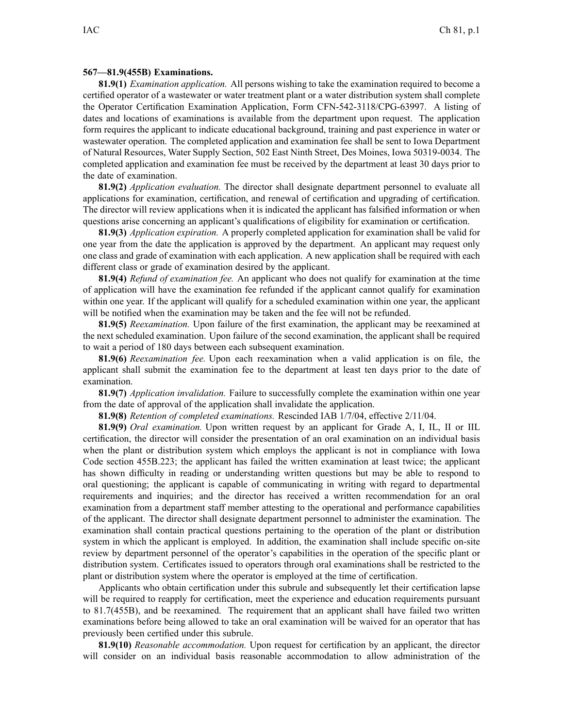**567—81.9(455B) Examinations.**

**81.9(1)** *Examination application.* All persons wishing to take the examination required to become a certified operator of a wastewater or water treatment plant or a water distribution system shall complete the Operator Certification Examination Application, Form CFN-542-3118/CPG-63997. A listing of dates and locations of examinations is available from the department upon request. The application form requires the applicant to indicate educational background, training and past experience in water or wastewater operation. The completed application and examination fee shall be sent to Iowa Department of Natural Resources, Water Supply Section, 502 East Ninth Street, Des Moines, Iowa 50319-0034. The completed application and examination fee must be received by the department at least 30 days prior to the date of examination.

**81.9(2)** *Application evaluation.* The director shall designate department personnel to evaluate all applications for examination, certification, and renewal of certification and upgrading of certification. The director will review applications when it is indicated the applicant has falsified information or when questions arise concerning an applicant's qualifications of eligibility for examination or certification.

**81.9(3)** *Application expiration.* A properly completed application for examination shall be valid for one year from the date the application is approved by the department. An applicant may request only one class and grade of examination with each application. A new application shall be required with each different class or grade of examination desired by the applicant.

**81.9(4)** *Refund of examination fee.* An applicant who does not qualify for examination at the time of application will have the examination fee refunded if the applicant cannot qualify for examination within one year. If the applicant will qualify for a scheduled examination within one year, the applicant will be notified when the examination may be taken and the fee will not be refunded.

**81.9(5)** *Reexamination.* Upon failure of the first examination, the applicant may be reexamined at the next scheduled examination. Upon failure of the second examination, the applicant shall be required to wait a period of 180 days between each subsequent examination.

**81.9(6)** *Reexamination fee.* Upon each reexamination when a valid application is on file, the applicant shall submit the examination fee to the department at least ten days prior to the date of examination.

**81.9(7)** *Application invalidation.* Failure to successfully complete the examination within one year from the date of approval of the application shall invalidate the application.

**81.9(8)** *Retention of completed examinations.* Rescinded IAB 1/7/04, effective 2/11/04.

**81.9(9)** *Oral examination.* Upon written request by an applicant for Grade A, I, IL, II or IIL certification, the director will consider the presentation of an oral examination on an individual basis when the plant or distribution system which employs the applicant is not in compliance with Iowa Code section 455B.223; the applicant has failed the written examination at least twice; the applicant has shown difficulty in reading or understanding written questions but may be able to respond to oral questioning; the applicant is capable of communicating in writing with regard to departmental requirements and inquiries; and the director has received a written recommendation for an oral examination from a department staff member attesting to the operational and performance capabilities of the applicant. The director shall designate department personnel to administer the examination. The examination shall contain practical questions pertaining to the operation of the plant or distribution system in which the applicant is employed. In addition, the examination shall include specific on-site review by department personnel of the operator's capabilities in the operation of the specific plant or distribution system. Certificates issued to operators through oral examinations shall be restricted to the plant or distribution system where the operator is employed at the time of certification.

Applicants who obtain certification under this subrule and subsequently let their certification lapse will be required to reapply for certification, meet the experience and education requirements pursuant to 81.7(455B), and be reexamined. The requirement that an applicant shall have failed two written examinations before being allowed to take an oral examination will be waived for an operator that has previously been certified under this subrule.

**81.9(10)** *Reasonable accommodation.* Upon request for certification by an applicant, the director will consider on an individual basis reasonable accommodation to allow administration of the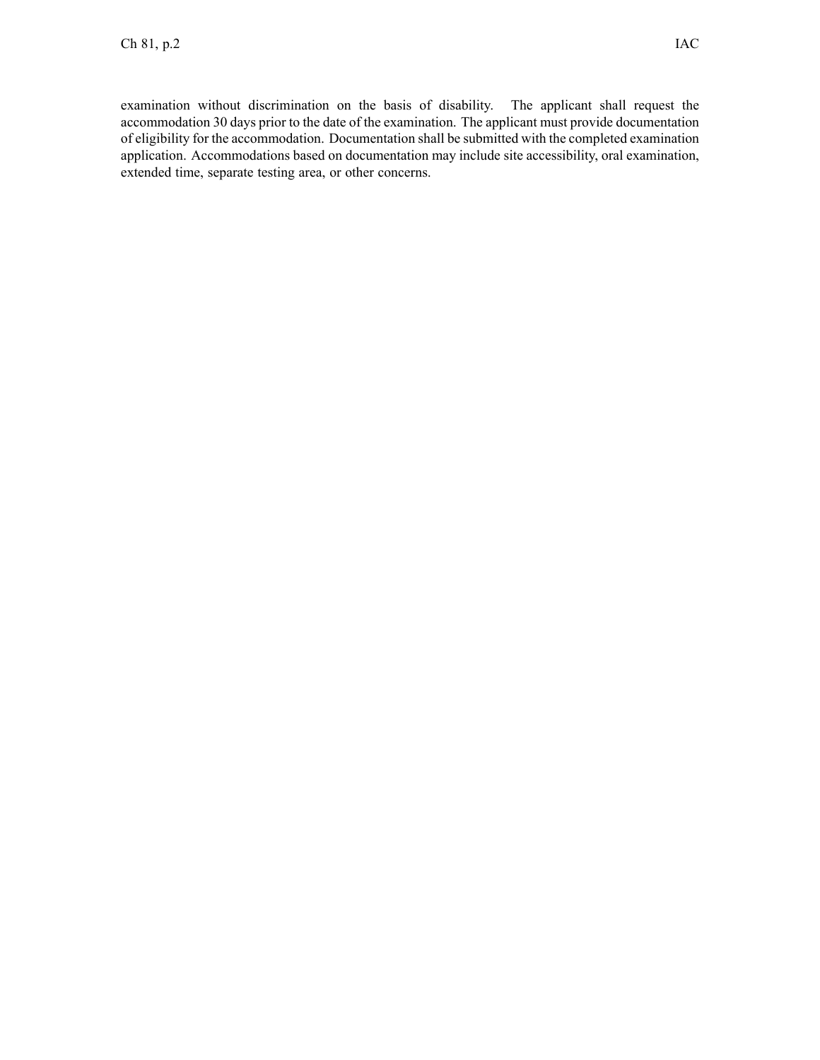examination without discrimination on the basis of disability. The applicant shall request the accommodation 30 days prior to the date of the examination. The applicant must provide documentation of eligibility for the accommodation. Documentation shall be submitted with the completed examination application. Accommodations based on documentation may include site accessibility, oral examination, extended time, separate testing area, or other concerns.